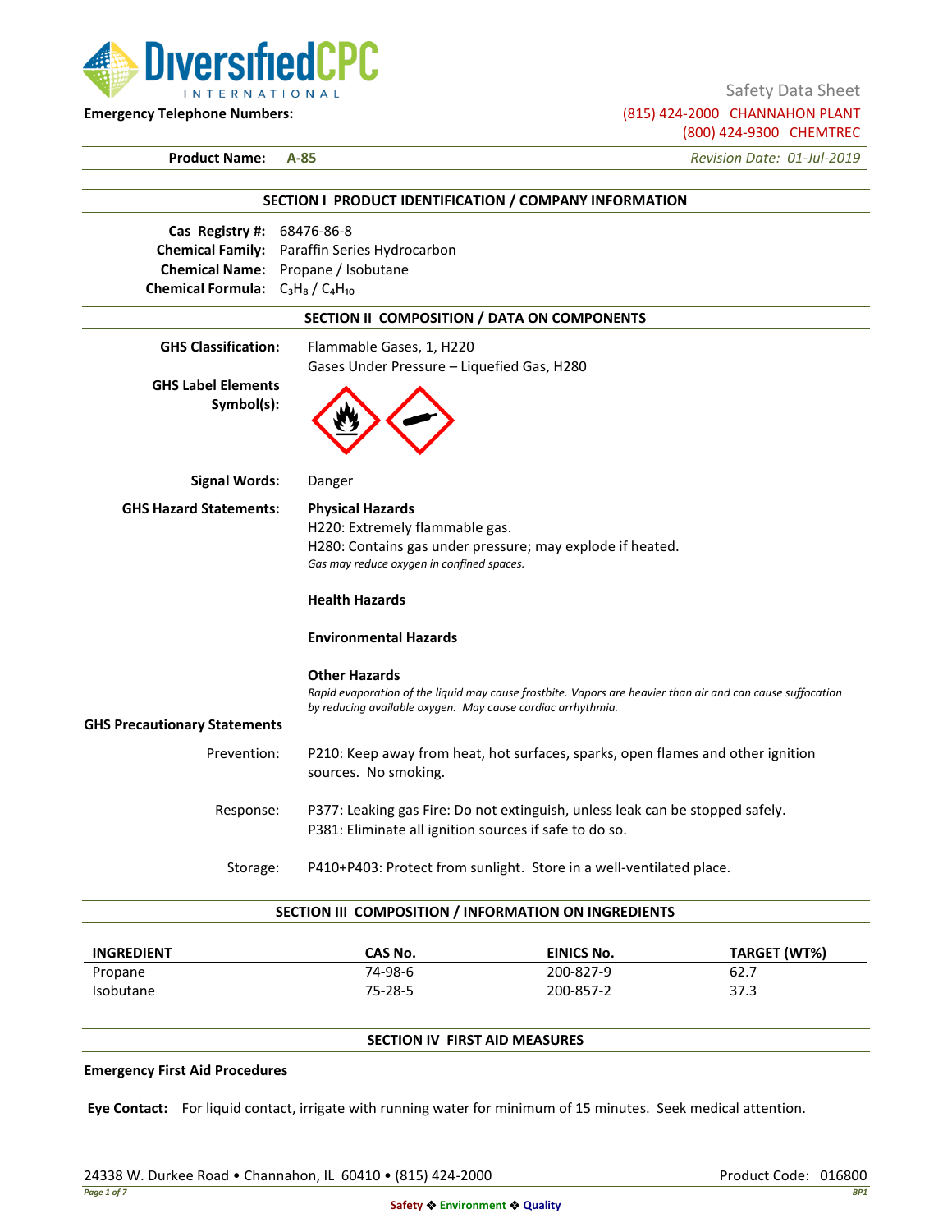DiversifiedCPC INTERNATIONAL

Safety Data Sheet

**Emergency Telephone Numbers:** (815) 424-2000 CHANNAHON PLANT
(800) 424-9300 CHEMTREC

**Product Name:** **A-85** *Revision Date: 01-Jul-2019*

## SECTION I PRODUCT IDENTIFICATION / COMPANY INFORMATION

**Cas Registry #:** 68476-86-8
**Chemical Family:** Paraffin Series Hydrocarbon
**Chemical Name:** Propane / Isobutane
**Chemical Formula:** $C_3H_8$ / $C_4H_{10}$

## SECTION II COMPOSITION / DATA ON COMPONENTS

**GHS Classification:** Flammable Gases, 1, H220
Gases Under Pressure – Liquefied Gas, H280

**GHS Label Elements Symbol(s):**

**Signal Words:** Danger

**GHS Hazard Statements:**

**Physical Hazards**
H220: Extremely flammable gas.
H280: Contains gas under pressure; may explode if heated.
*Gas may reduce oxygen in confined spaces.*

**Health Hazards**

**Environmental Hazards**

**Other Hazards**
*Rapid evaporation of the liquid may cause frostbite. Vapors are heavier than air and can cause suffocation by reducing available oxygen. May cause cardiac arrhythmia.*

**GHS Precautionary Statements**

Prevention: P210: Keep away from heat, hot surfaces, sparks, open flames and other ignition sources. No smoking.

Response: P377: Leaking gas Fire: Do not extinguish, unless leak can be stopped safely.
P381: Eliminate all ignition sources if safe to do so.

Storage: P410+P403: Protect from sunlight. Store in a well-ventilated place.

## SECTION III COMPOSITION / INFORMATION ON INGREDIENTS

| INGREDIENT | CAS No. | EINICS No. | TARGET (WT%) |
|---|---|---|---|
| Propane | 74-98-6 | 200-827-9 | 62.7 |
| Isobutane | 75-28-5 | 200-857-2 | 37.3 |

## SECTION IV FIRST AID MEASURES

**Emergency First Aid Procedures**

**Eye Contact:** For liquid contact, irrigate with running water for minimum of 15 minutes. Seek medical attention.

24338 W. Durkee Road • Channahon, IL 60410 • (815) 424-2000 Product Code: 016800

Safety ❖ Environment ❖ Quality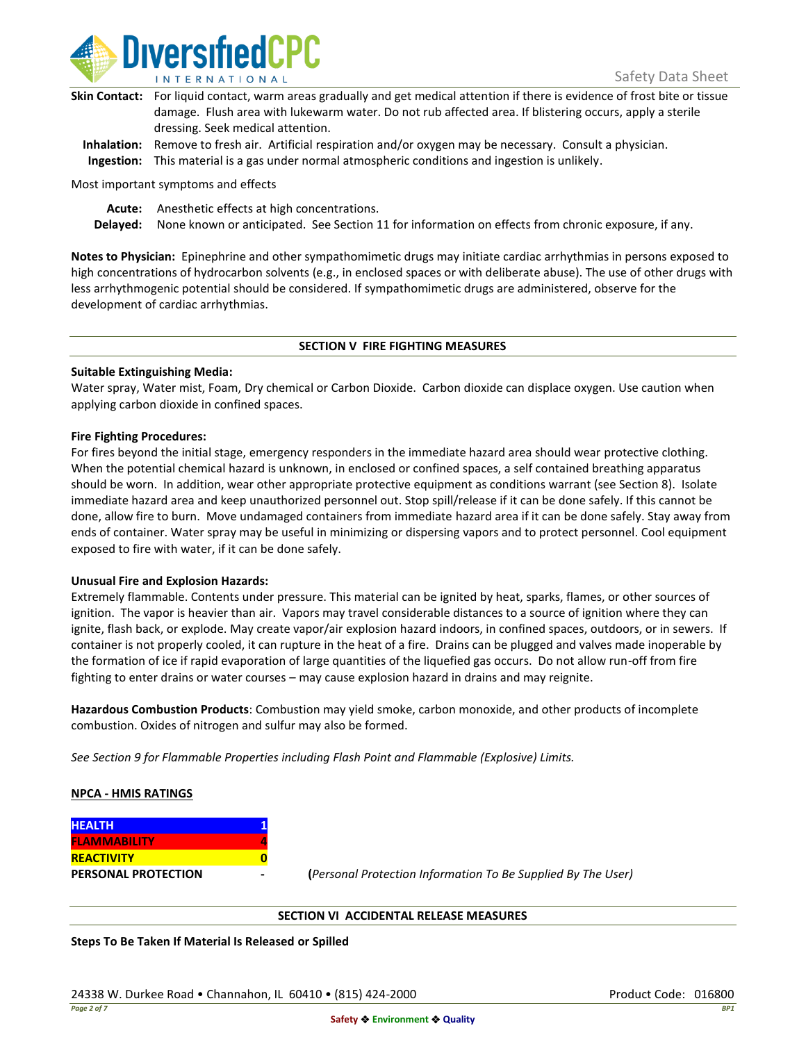**Skin Contact:** For liquid contact, warm areas gradually and get medical attention if there is evidence of frost bite or tissue damage. Flush area with lukewarm water. Do not rub affected area. If blistering occurs, apply a sterile dressing. Seek medical attention.

**Inhalation:** Remove to fresh air. Artificial respiration and/or oxygen may be necessary. Consult a physician.

**Ingestion:** This material is a gas under normal atmospheric conditions and ingestion is unlikely.

Most important symptoms and effects

**Acute:** Anesthetic effects at high concentrations.

**Delayed:** None known or anticipated. See Section 11 for information on effects from chronic exposure, if any.

**Notes to Physician:** Epinephrine and other sympathomimetic drugs may initiate cardiac arrhythmias in persons exposed to high concentrations of hydrocarbon solvents (e.g., in enclosed spaces or with deliberate abuse). The use of other drugs with less arrhythmogenic potential should be considered. If sympathomimetic drugs are administered, observe for the development of cardiac arrhythmias.

## SECTION V FIRE FIGHTING MEASURES

**Suitable Extinguishing Media:**

Water spray, Water mist, Foam, Dry chemical or Carbon Dioxide. Carbon dioxide can displace oxygen. Use caution when applying carbon dioxide in confined spaces.

**Fire Fighting Procedures:**

For fires beyond the initial stage, emergency responders in the immediate hazard area should wear protective clothing. When the potential chemical hazard is unknown, in enclosed or confined spaces, a self contained breathing apparatus should be worn. In addition, wear other appropriate protective equipment as conditions warrant (see Section 8). Isolate immediate hazard area and keep unauthorized personnel out. Stop spill/release if it can be done safely. If this cannot be done, allow fire to burn. Move undamaged containers from immediate hazard area if it can be done safely. Stay away from ends of container. Water spray may be useful in minimizing or dispersing vapors and to protect personnel. Cool equipment exposed to fire with water, if it can be done safely.

**Unusual Fire and Explosion Hazards:**

Extremely flammable. Contents under pressure. This material can be ignited by heat, sparks, flames, or other sources of ignition. The vapor is heavier than air. Vapors may travel considerable distances to a source of ignition where they can ignite, flash back, or explode. May create vapor/air explosion hazard indoors, in confined spaces, outdoors, or in sewers. If container is not properly cooled, it can rupture in the heat of a fire. Drains can be plugged and valves made inoperable by the formation of ice if rapid evaporation of large quantities of the liquefied gas occurs. Do not allow run-off from fire fighting to enter drains or water courses – may cause explosion hazard in drains and may reignite.

**Hazardous Combustion Products**: Combustion may yield smoke, carbon monoxide, and other products of incomplete combustion. Oxides of nitrogen and sulfur may also be formed.

*See Section 9 for Flammable Properties including Flash Point and Flammable (Explosive) Limits.*

**NPCA - HMIS RATINGS**

| | |
|---|---|
| **HEALTH** | **1** |
| **FLAMMABILITY** | **4** |
| **REACTIVITY** | **0** |
| **PERSONAL PROTECTION** | **-** |

(*Personal Protection Information To Be Supplied By The User)*

## SECTION VI ACCIDENTAL RELEASE MEASURES

**Steps To Be Taken If Material Is Released or Spilled**

24338 W. Durkee Road • Channahon, IL 60410 • (815) 424-2000

Product Code: 016800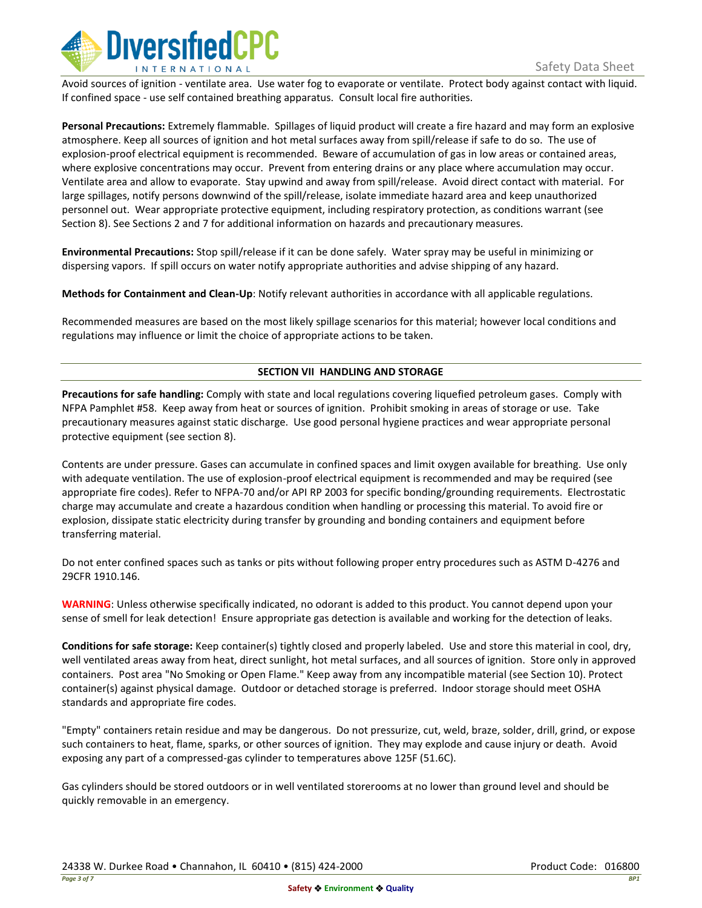Avoid sources of ignition - ventilate area. Use water fog to evaporate or ventilate. Protect body against contact with liquid. If confined space - use self contained breathing apparatus. Consult local fire authorities.

**Personal Precautions:** Extremely flammable. Spillages of liquid product will create a fire hazard and may form an explosive atmosphere. Keep all sources of ignition and hot metal surfaces away from spill/release if safe to do so. The use of explosion-proof electrical equipment is recommended. Beware of accumulation of gas in low areas or contained areas, where explosive concentrations may occur. Prevent from entering drains or any place where accumulation may occur. Ventilate area and allow to evaporate. Stay upwind and away from spill/release. Avoid direct contact with material. For large spillages, notify persons downwind of the spill/release, isolate immediate hazard area and keep unauthorized personnel out. Wear appropriate protective equipment, including respiratory protection, as conditions warrant (see Section 8). See Sections 2 and 7 for additional information on hazards and precautionary measures.

**Environmental Precautions:** Stop spill/release if it can be done safely. Water spray may be useful in minimizing or dispersing vapors. If spill occurs on water notify appropriate authorities and advise shipping of any hazard.

**Methods for Containment and Clean-Up**: Notify relevant authorities in accordance with all applicable regulations.

Recommended measures are based on the most likely spillage scenarios for this material; however local conditions and regulations may influence or limit the choice of appropriate actions to be taken.

## SECTION VII HANDLING AND STORAGE

**Precautions for safe handling:** Comply with state and local regulations covering liquefied petroleum gases. Comply with NFPA Pamphlet #58. Keep away from heat or sources of ignition. Prohibit smoking in areas of storage or use. Take precautionary measures against static discharge. Use good personal hygiene practices and wear appropriate personal protective equipment (see section 8).

Contents are under pressure. Gases can accumulate in confined spaces and limit oxygen available for breathing. Use only with adequate ventilation. The use of explosion-proof electrical equipment is recommended and may be required (see appropriate fire codes). Refer to NFPA-70 and/or API RP 2003 for specific bonding/grounding requirements. Electrostatic charge may accumulate and create a hazardous condition when handling or processing this material. To avoid fire or explosion, dissipate static electricity during transfer by grounding and bonding containers and equipment before transferring material.

Do not enter confined spaces such as tanks or pits without following proper entry procedures such as ASTM D-4276 and 29CFR 1910.146.

**WARNING**: Unless otherwise specifically indicated, no odorant is added to this product. You cannot depend upon your sense of smell for leak detection! Ensure appropriate gas detection is available and working for the detection of leaks.

**Conditions for safe storage:** Keep container(s) tightly closed and properly labeled. Use and store this material in cool, dry, well ventilated areas away from heat, direct sunlight, hot metal surfaces, and all sources of ignition. Store only in approved containers. Post area "No Smoking or Open Flame." Keep away from any incompatible material (see Section 10). Protect container(s) against physical damage. Outdoor or detached storage is preferred. Indoor storage should meet OSHA standards and appropriate fire codes.

"Empty" containers retain residue and may be dangerous. Do not pressurize, cut, weld, braze, solder, drill, grind, or expose such containers to heat, flame, sparks, or other sources of ignition. They may explode and cause injury or death. Avoid exposing any part of a compressed-gas cylinder to temperatures above 125F (51.6C).

Gas cylinders should be stored outdoors or in well ventilated storerooms at no lower than ground level and should be quickly removable in an emergency.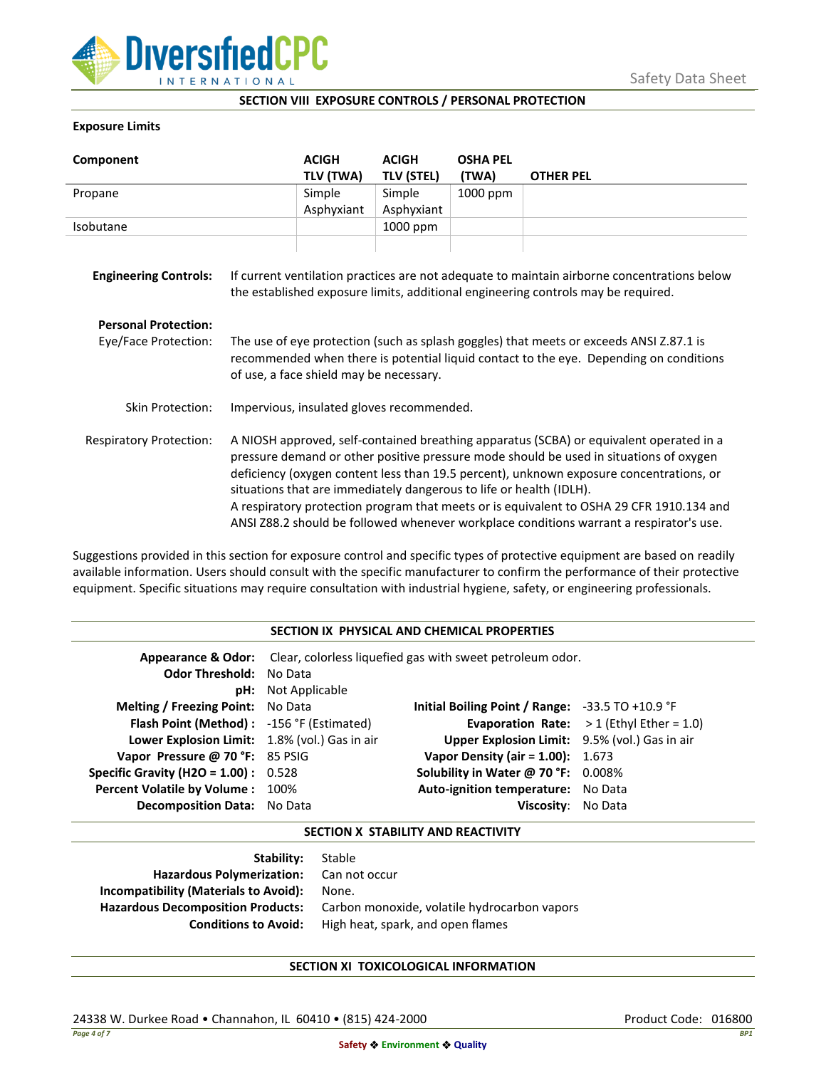## SECTION VIII EXPOSURE CONTROLS / PERSONAL PROTECTION

**Exposure Limits**

| Component | ACIGH TLV (TWA) | ACIGH TLV (STEL) | OSHA PEL (TWA) | OTHER PEL |
|---|---|---|---|---|
| Propane | Simple Asphyxiant | Simple Asphyxiant | 1000 ppm | |
| Isobutane | | 1000 ppm | | |
| | | | | |

**Engineering Controls:** If current ventilation practices are not adequate to maintain airborne concentrations below the established exposure limits, additional engineering controls may be required.

**Personal Protection:**

Eye/Face Protection: The use of eye protection (such as splash goggles) that meets or exceeds ANSI Z.87.1 is recommended when there is potential liquid contact to the eye. Depending on conditions of use, a face shield may be necessary.

Skin Protection: Impervious, insulated gloves recommended.

Respiratory Protection: A NIOSH approved, self-contained breathing apparatus (SCBA) or equivalent operated in a pressure demand or other positive pressure mode should be used in situations of oxygen deficiency (oxygen content less than 19.5 percent), unknown exposure concentrations, or situations that are immediately dangerous to life or health (IDLH).
A respiratory protection program that meets or is equivalent to OSHA 29 CFR 1910.134 and ANSI Z88.2 should be followed whenever workplace conditions warrant a respirator's use.

Suggestions provided in this section for exposure control and specific types of protective equipment are based on readily available information. Users should consult with the specific manufacturer to confirm the performance of their protective equipment. Specific situations may require consultation with industrial hygiene, safety, or engineering professionals.

## SECTION IX PHYSICAL AND CHEMICAL PROPERTIES

**Appearance & Odor:** Clear, colorless liquefied gas with sweet petroleum odor.
**Odor Threshold:** No Data
**pH:** Not Applicable

| | | | |
|---|---|---|---|
| **Melting / Freezing Point:** | No Data | **Initial Boiling Point / Range:** | -33.5 TO +10.9 °F |
| **Flash Point (Method) :** | -156 °F (Estimated) | **Evaporation Rate:** | > 1 (Ethyl Ether = 1.0) |
| **Lower Explosion Limit:** | 1.8% (vol.) Gas in air | **Upper Explosion Limit:** | 9.5% (vol.) Gas in air |
| **Vapor Pressure @ 70 °F:** | 85 PSIG | **Vapor Density (air = 1.00):** | 1.673 |
| **Specific Gravity (H2O = 1.00) :** | 0.528 | **Solubility in Water @ 70 °F:** | 0.008% |
| **Percent Volatile by Volume :** | 100% | **Auto-ignition temperature:** | No Data |
| **Decomposition Data:** | No Data | **Viscosity:** | No Data |

## SECTION X STABILITY AND REACTIVITY

**Stability:** Stable
**Hazardous Polymerization:** Can not occur
**Incompatibility (Materials to Avoid):** None.
**Hazardous Decomposition Products:** Carbon monoxide, volatile hydrocarbon vapors
**Conditions to Avoid:** High heat, spark, and open flames

## SECTION XI TOXICOLOGICAL INFORMATION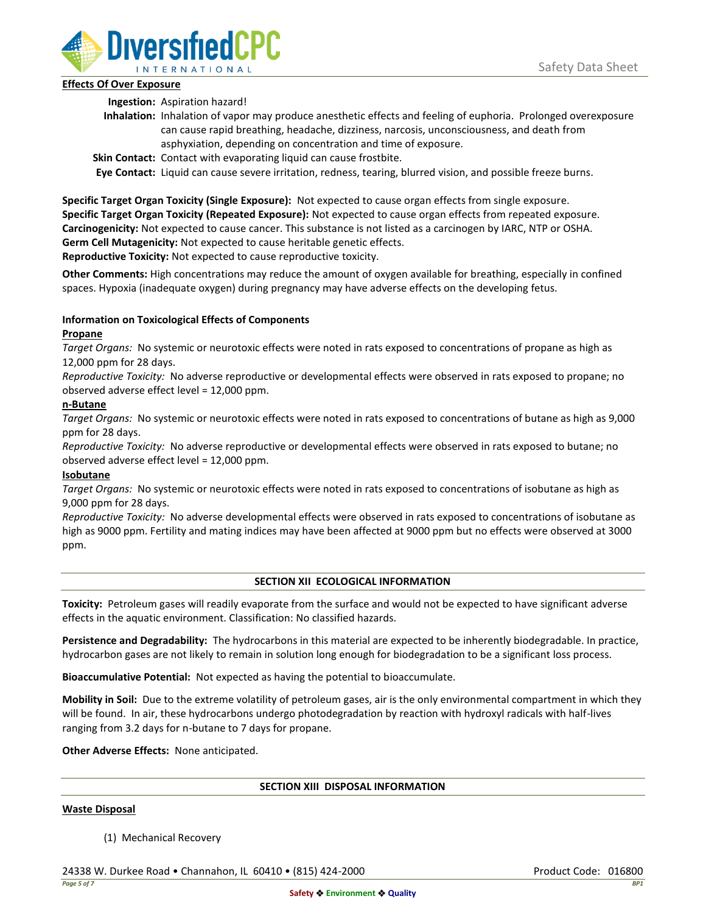**Effects Of Over Exposure**

**Ingestion:** Aspiration hazard!

**Inhalation:** Inhalation of vapor may produce anesthetic effects and feeling of euphoria. Prolonged overexposure can cause rapid breathing, headache, dizziness, narcosis, unconsciousness, and death from asphyxiation, depending on concentration and time of exposure.

**Skin Contact:** Contact with evaporating liquid can cause frostbite.

**Eye Contact:** Liquid can cause severe irritation, redness, tearing, blurred vision, and possible freeze burns.

**Specific Target Organ Toxicity (Single Exposure):** Not expected to cause organ effects from single exposure.
**Specific Target Organ Toxicity (Repeated Exposure):** Not expected to cause organ effects from repeated exposure.
**Carcinogenicity:** Not expected to cause cancer. This substance is not listed as a carcinogen by IARC, NTP or OSHA.
**Germ Cell Mutagenicity:** Not expected to cause heritable genetic effects.
**Reproductive Toxicity:** Not expected to cause reproductive toxicity.

**Other Comments:** High concentrations may reduce the amount of oxygen available for breathing, especially in confined spaces. Hypoxia (inadequate oxygen) during pregnancy may have adverse effects on the developing fetus.

**Information on Toxicological Effects of Components**

**Propane**

*Target Organs:* No systemic or neurotoxic effects were noted in rats exposed to concentrations of propane as high as 12,000 ppm for 28 days.

*Reproductive Toxicity:* No adverse reproductive or developmental effects were observed in rats exposed to propane; no observed adverse effect level = 12,000 ppm.

**n-Butane**

*Target Organs:* No systemic or neurotoxic effects were noted in rats exposed to concentrations of butane as high as 9,000 ppm for 28 days.

*Reproductive Toxicity:* No adverse reproductive or developmental effects were observed in rats exposed to butane; no observed adverse effect level = 12,000 ppm.

**Isobutane**

*Target Organs:* No systemic or neurotoxic effects were noted in rats exposed to concentrations of isobutane as high as 9,000 ppm for 28 days.

*Reproductive Toxicity:* No adverse developmental effects were observed in rats exposed to concentrations of isobutane as high as 9000 ppm. Fertility and mating indices may have been affected at 9000 ppm but no effects were observed at 3000 ppm.

## SECTION XII ECOLOGICAL INFORMATION

**Toxicity:** Petroleum gases will readily evaporate from the surface and would not be expected to have significant adverse effects in the aquatic environment. Classification: No classified hazards.

**Persistence and Degradability:** The hydrocarbons in this material are expected to be inherently biodegradable. In practice, hydrocarbon gases are not likely to remain in solution long enough for biodegradation to be a significant loss process.

**Bioaccumulative Potential:** Not expected as having the potential to bioaccumulate.

**Mobility in Soil:** Due to the extreme volatility of petroleum gases, air is the only environmental compartment in which they will be found. In air, these hydrocarbons undergo photodegradation by reaction with hydroxyl radicals with half-lives ranging from 3.2 days for n-butane to 7 days for propane.

**Other Adverse Effects:** None anticipated.

## SECTION XIII DISPOSAL INFORMATION

**Waste Disposal**

(1) Mechanical Recovery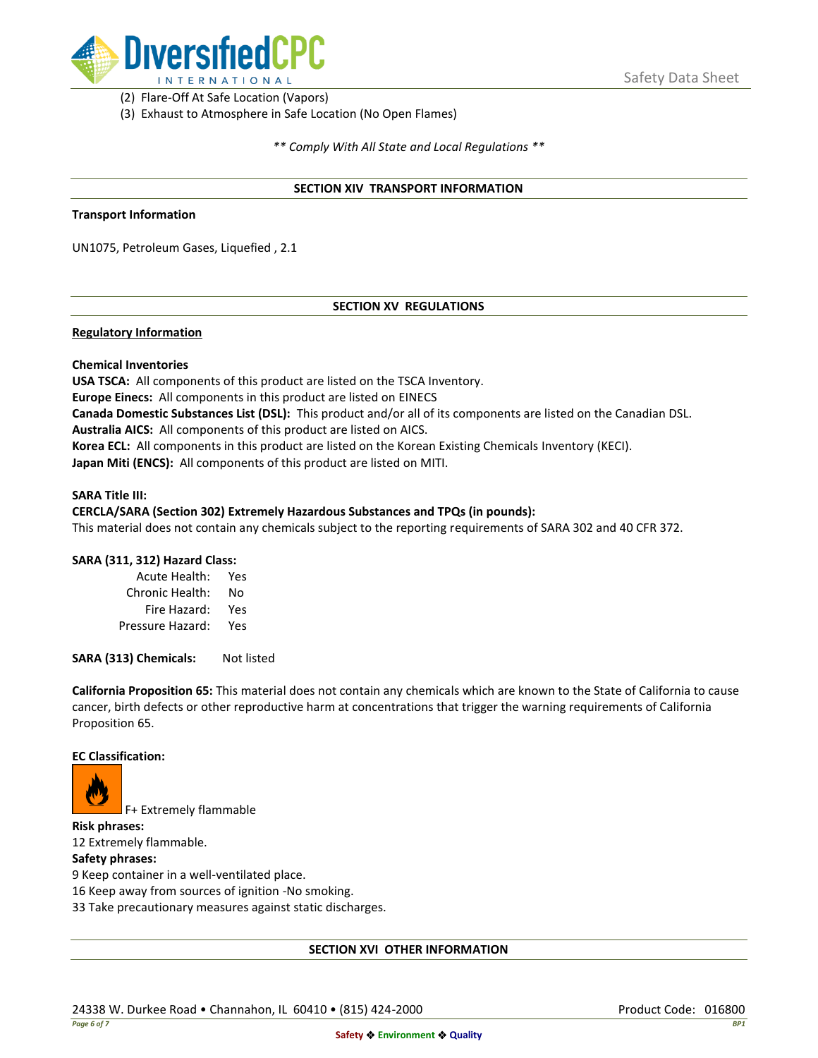(2) Flare-Off At Safe Location (Vapors)
(3) Exhaust to Atmosphere in Safe Location (No Open Flames)

*** Comply With All State and Local Regulations ***

## SECTION XIV TRANSPORT INFORMATION

**Transport Information**

UN1075, Petroleum Gases, Liquefied , 2.1

## SECTION XV REGULATIONS

**Regulatory Information**

**Chemical Inventories**
**USA TSCA:** All components of this product are listed on the TSCA Inventory.
**Europe Einecs:** All components in this product are listed on EINECS
**Canada Domestic Substances List (DSL):** This product and/or all of its components are listed on the Canadian DSL.
**Australia AICS:** All components of this product are listed on AICS.
**Korea ECL:** All components in this product are listed on the Korean Existing Chemicals Inventory (KECI).
**Japan Miti (ENCS):** All components of this product are listed on MITI.

**SARA Title III:**
**CERCLA/SARA (Section 302) Extremely Hazardous Substances and TPQs (in pounds):**
This material does not contain any chemicals subject to the reporting requirements of SARA 302 and 40 CFR 372.

**SARA (311, 312) Hazard Class:**

| | |
|---|---|
| Acute Health: | Yes |
| Chronic Health: | No |
| Fire Hazard: | Yes |
| Pressure Hazard: | Yes |

**SARA (313) Chemicals:** Not listed

**California Proposition 65:** This material does not contain any chemicals which are known to the State of California to cause cancer, birth defects or other reproductive harm at concentrations that trigger the warning requirements of California Proposition 65.

**EC Classification:**

F+ Extremely flammable

**Risk phrases:**
12 Extremely flammable.
**Safety phrases:**
9 Keep container in a well-ventilated place.
16 Keep away from sources of ignition -No smoking.
33 Take precautionary measures against static discharges.

## SECTION XVI OTHER INFORMATION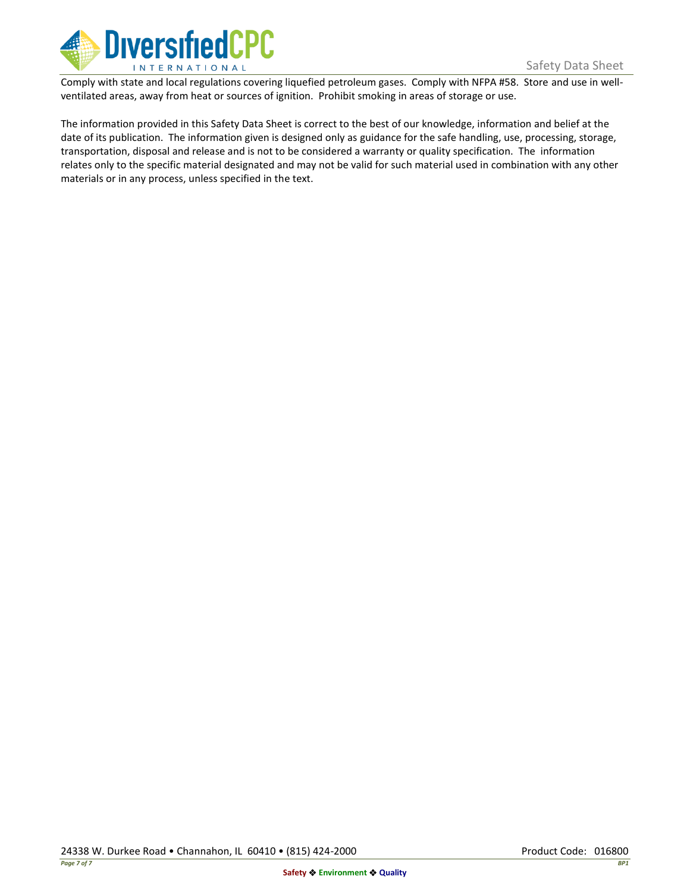Comply with state and local regulations covering liquefied petroleum gases. Comply with NFPA #58. Store and use in well-ventilated areas, away from heat or sources of ignition. Prohibit smoking in areas of storage or use.

The information provided in this Safety Data Sheet is correct to the best of our knowledge, information and belief at the date of its publication. The information given is designed only as guidance for the safe handling, use, processing, storage, transportation, disposal and release and is not to be considered a warranty or quality specification. The information relates only to the specific material designated and may not be valid for such material used in combination with any other materials or in any process, unless specified in the text.